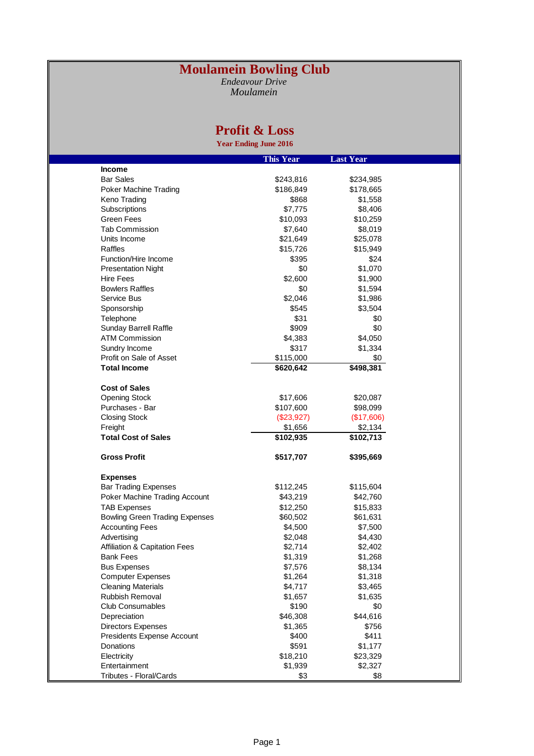# Moulamein Bowling Club

*Endeavour Drive*
*Moulamein*

## Profit & Loss

**Year Ending June 2016**

| | This Year | Last Year |
|---|---|---|
| **Income** | | |
| Bar Sales | $243,816 | $234,985 |
| Poker Machine Trading | $186,849 | $178,665 |
| Keno Trading | $868 | $1,558 |
| Subscriptions | $7,775 | $8,406 |
| Green Fees | $10,093 | $10,259 |
| Tab Commission | $7,640 | $8,019 |
| Units Income | $21,649 | $25,078 |
| Raffles | $15,726 | $15,949 |
| Function/Hire Income | $395 | $24 |
| Presentation Night | $0 | $1,070 |
| Hire Fees | $2,600 | $1,900 |
| Bowlers Raffles | $0 | $1,594 |
| Service Bus | $2,046 | $1,986 |
| Sponsorship | $545 | $3,504 |
| Telephone | $31 | $0 |
| Sunday Barrell Raffle | $909 | $0 |
| ATM Commission | $4,383 | $4,050 |
| Sundry Income | $317 | $1,334 |
| Profit on Sale of Asset | $115,000 | $0 |
| **Total Income** | **$620,642** | **$498,381** |
| | | |
| **Cost of Sales** | | |
| Opening Stock | $17,606 | $20,087 |
| Purchases - Bar | $107,600 | $98,099 |
| Closing Stock | ($23,927) | ($17,606) |
| Freight | $1,656 | $2,134 |
| **Total Cost of Sales** | **$102,935** | **$102,713** |
| | | |
| **Gross Profit** | **$517,707** | **$395,669** |
| | | |
| **Expenses** | | |
| Bar Trading Expenses | $112,245 | $115,604 |
| Poker Machine Trading Account | $43,219 | $42,760 |
| TAB Expenses | $12,250 | $15,833 |
| Bowling Green Trading Expenses | $60,502 | $61,631 |
| Accounting Fees | $4,500 | $7,500 |
| Advertising | $2,048 | $4,430 |
| Affiliation & Capitation Fees | $2,714 | $2,402 |
| Bank Fees | $1,319 | $1,268 |
| Bus Expenses | $7,576 | $8,134 |
| Computer Expenses | $1,264 | $1,318 |
| Cleaning Materials | $4,717 | $3,465 |
| Rubbish Removal | $1,657 | $1,635 |
| Club Consumables | $190 | $0 |
| Depreciation | $46,308 | $44,616 |
| Directors Expenses | $1,365 | $756 |
| Presidents Expense Account | $400 | $411 |
| Donations | $591 | $1,177 |
| Electricity | $18,210 | $23,329 |
| Entertainment | $1,939 | $2,327 |
| Tributes - Floral/Cards | $3 | $8 |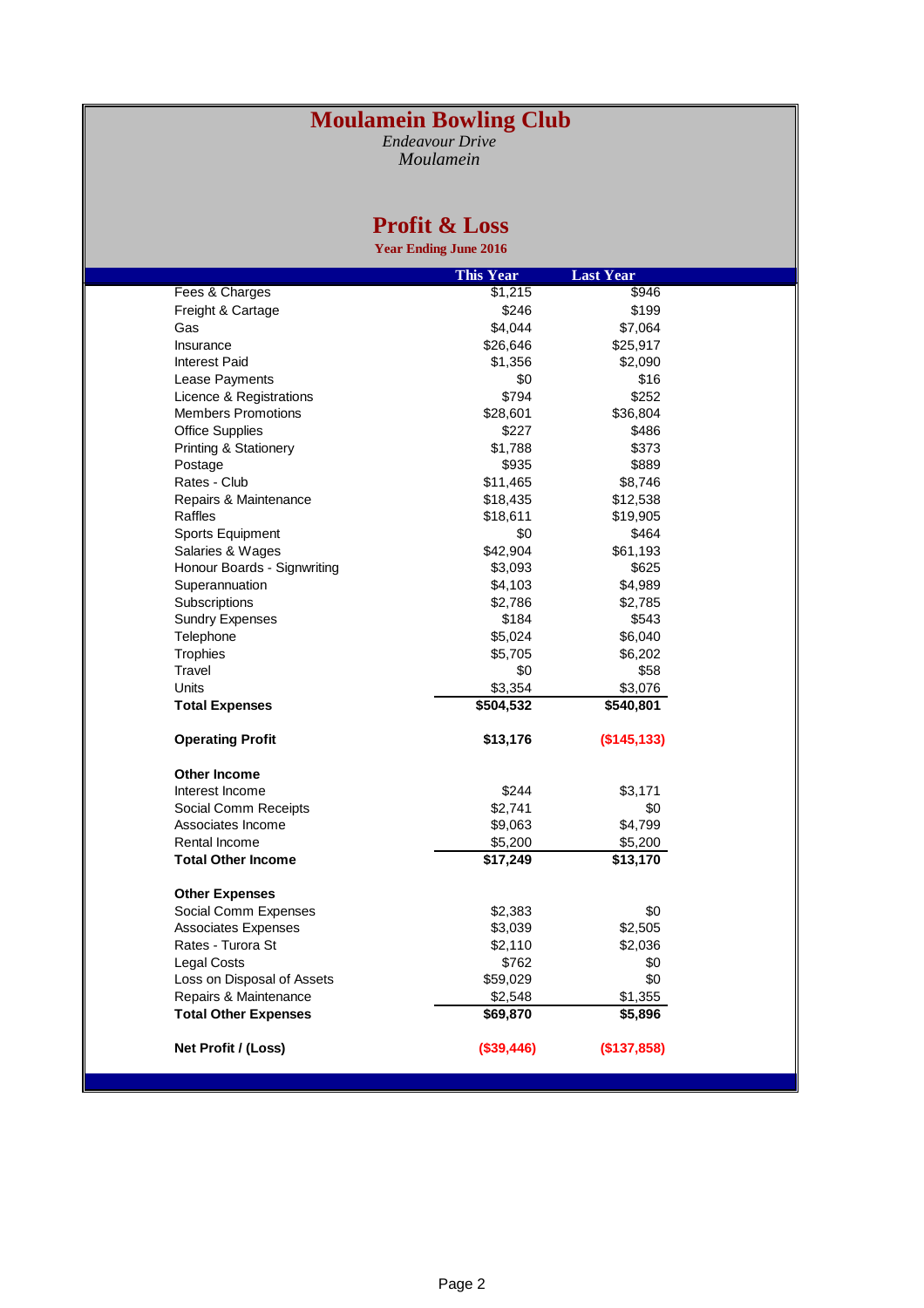# Moulamein Bowling Club

*Endeavour Drive*
*Moulamein*

## Profit & Loss

**Year Ending June 2016**

| | This Year | Last Year |
|---|---|---|
| Fees & Charges | $1,215 | $946 |
| Freight & Cartage | $246 | $199 |
| Gas | $4,044 | $7,064 |
| Insurance | $26,646 | $25,917 |
| Interest Paid | $1,356 | $2,090 |
| Lease Payments | $0 | $16 |
| Licence & Registrations | $794 | $252 |
| Members Promotions | $28,601 | $36,804 |
| Office Supplies | $227 | $486 |
| Printing & Stationery | $1,788 | $373 |
| Postage | $935 | $889 |
| Rates - Club | $11,465 | $8,746 |
| Repairs & Maintenance | $18,435 | $12,538 |
| Raffles | $18,611 | $19,905 |
| Sports Equipment | $0 | $464 |
| Salaries & Wages | $42,904 | $61,193 |
| Honour Boards - Signwriting | $3,093 | $625 |
| Superannuation | $4,103 | $4,989 |
| Subscriptions | $2,786 | $2,785 |
| Sundry Expenses | $184 | $543 |
| Telephone | $5,024 | $6,040 |
| Trophies | $5,705 | $6,202 |
| Travel | $0 | $58 |
| Units | $3,354 | $3,076 |
| **Total Expenses** | **$504,532** | **$540,801** |
| | | |
| **Operating Profit** | **$13,176** | **($145,133)** |
| | | |
| **Other Income** | | |
| Interest Income | $244 | $3,171 |
| Social Comm Receipts | $2,741 | $0 |
| Associates Income | $9,063 | $4,799 |
| Rental Income | $5,200 | $5,200 |
| **Total Other Income** | **$17,249** | **$13,170** |
| | | |
| **Other Expenses** | | |
| Social Comm Expenses | $2,383 | $0 |
| Associates Expenses | $3,039 | $2,505 |
| Rates - Turora St | $2,110 | $2,036 |
| Legal Costs | $762 | $0 |
| Loss on Disposal of Assets | $59,029 | $0 |
| Repairs & Maintenance | $2,548 | $1,355 |
| **Total Other Expenses** | **$69,870** | **$5,896** |
| | | |
| **Net Profit / (Loss)** | **($39,446)** | **($137,858)** |